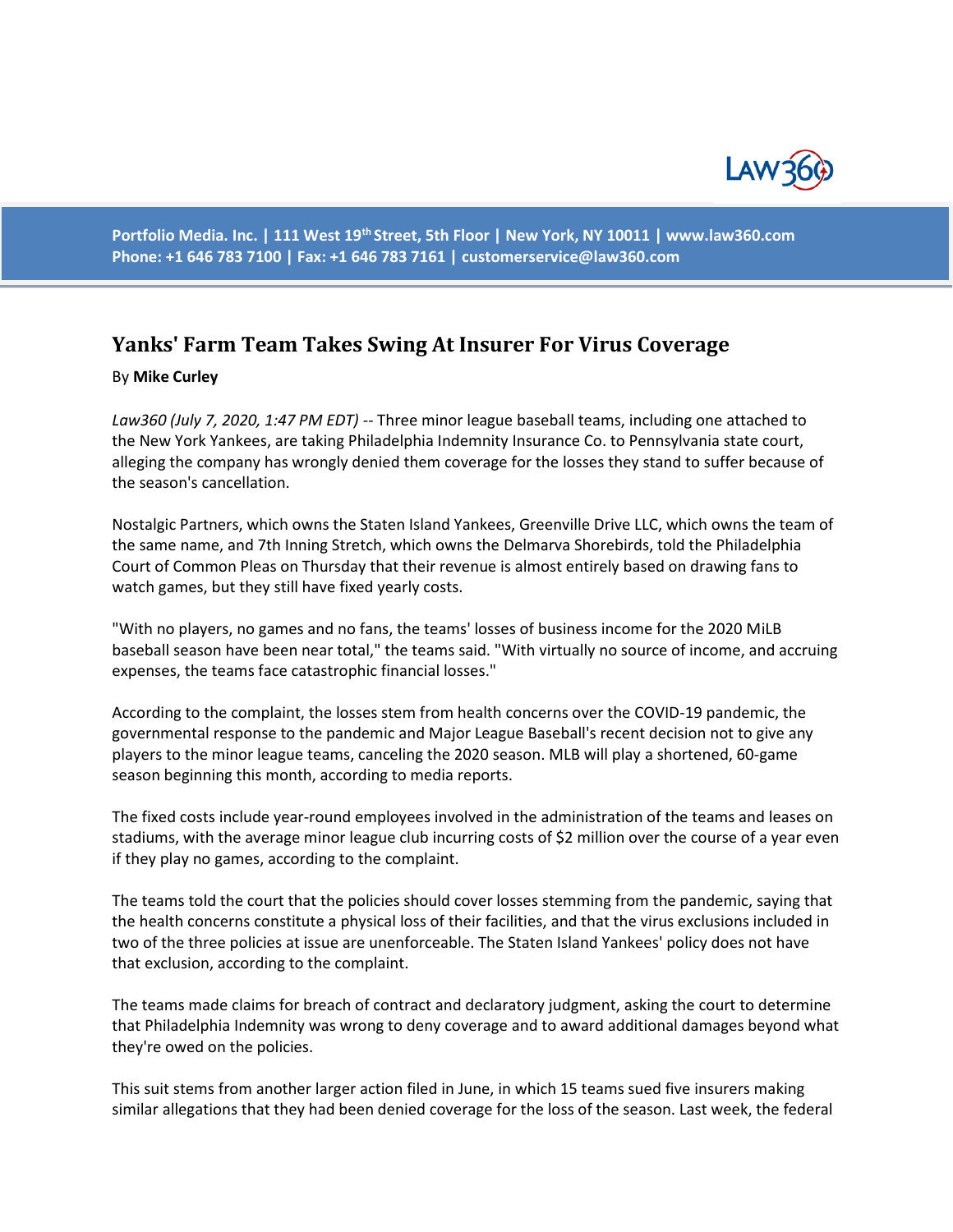Portfolio Media. Inc. | 111 West 19th Street, 5th Floor | New York, NY 10011 | www.law360.com
Phone: +1 646 783 7100 | Fax: +1 646 783 7161 | customerservice@law360.com

# Yanks' Farm Team Takes Swing At Insurer For Virus Coverage

By **Mike Curley**

*Law360 (July 7, 2020, 1:47 PM EDT)* -- Three minor league baseball teams, including one attached to the New York Yankees, are taking Philadelphia Indemnity Insurance Co. to Pennsylvania state court, alleging the company has wrongly denied them coverage for the losses they stand to suffer because of the season's cancellation.

Nostalgic Partners, which owns the Staten Island Yankees, Greenville Drive LLC, which owns the team of the same name, and 7th Inning Stretch, which owns the Delmarva Shorebirds, told the Philadelphia Court of Common Pleas on Thursday that their revenue is almost entirely based on drawing fans to watch games, but they still have fixed yearly costs.

"With no players, no games and no fans, the teams' losses of business income for the 2020 MiLB baseball season have been near total," the teams said. "With virtually no source of income, and accruing expenses, the teams face catastrophic financial losses."

According to the complaint, the losses stem from health concerns over the COVID-19 pandemic, the governmental response to the pandemic and Major League Baseball's recent decision not to give any players to the minor league teams, canceling the 2020 season. MLB will play a shortened, 60-game season beginning this month, according to media reports.

The fixed costs include year-round employees involved in the administration of the teams and leases on stadiums, with the average minor league club incurring costs of $2 million over the course of a year even if they play no games, according to the complaint.

The teams told the court that the policies should cover losses stemming from the pandemic, saying that the health concerns constitute a physical loss of their facilities, and that the virus exclusions included in two of the three policies at issue are unenforceable. The Staten Island Yankees' policy does not have that exclusion, according to the complaint.

The teams made claims for breach of contract and declaratory judgment, asking the court to determine that Philadelphia Indemnity was wrong to deny coverage and to award additional damages beyond what they're owed on the policies.

This suit stems from another larger action filed in June, in which 15 teams sued five insurers making similar allegations that they had been denied coverage for the loss of the season. Last week, the federal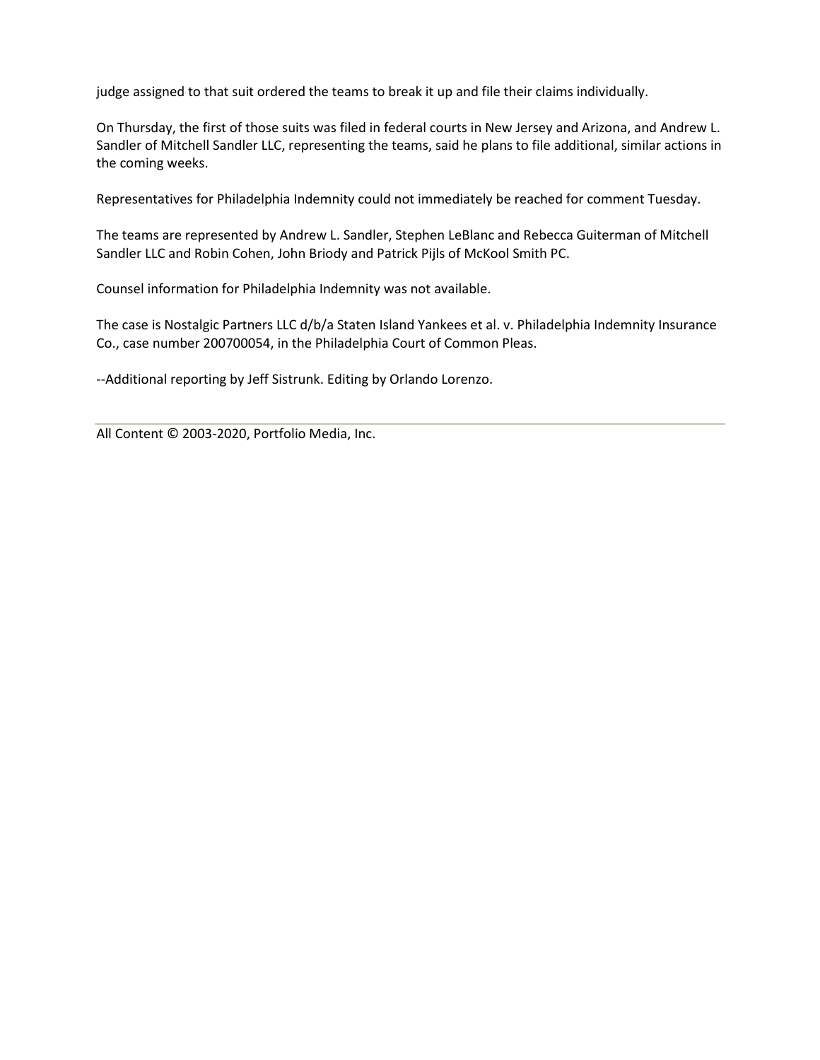judge assigned to that suit ordered the teams to break it up and file their claims individually.

On Thursday, the first of those suits was filed in federal courts in New Jersey and Arizona, and Andrew L. Sandler of Mitchell Sandler LLC, representing the teams, said he plans to file additional, similar actions in the coming weeks.

Representatives for Philadelphia Indemnity could not immediately be reached for comment Tuesday.

The teams are represented by Andrew L. Sandler, Stephen LeBlanc and Rebecca Guiterman of Mitchell Sandler LLC and Robin Cohen, John Briody and Patrick Pijls of McKool Smith PC.

Counsel information for Philadelphia Indemnity was not available.

The case is Nostalgic Partners LLC d/b/a Staten Island Yankees et al. v. Philadelphia Indemnity Insurance Co., case number 200700054, in the Philadelphia Court of Common Pleas.

--Additional reporting by Jeff Sistrunk. Editing by Orlando Lorenzo.

---

All Content © 2003-2020, Portfolio Media, Inc.